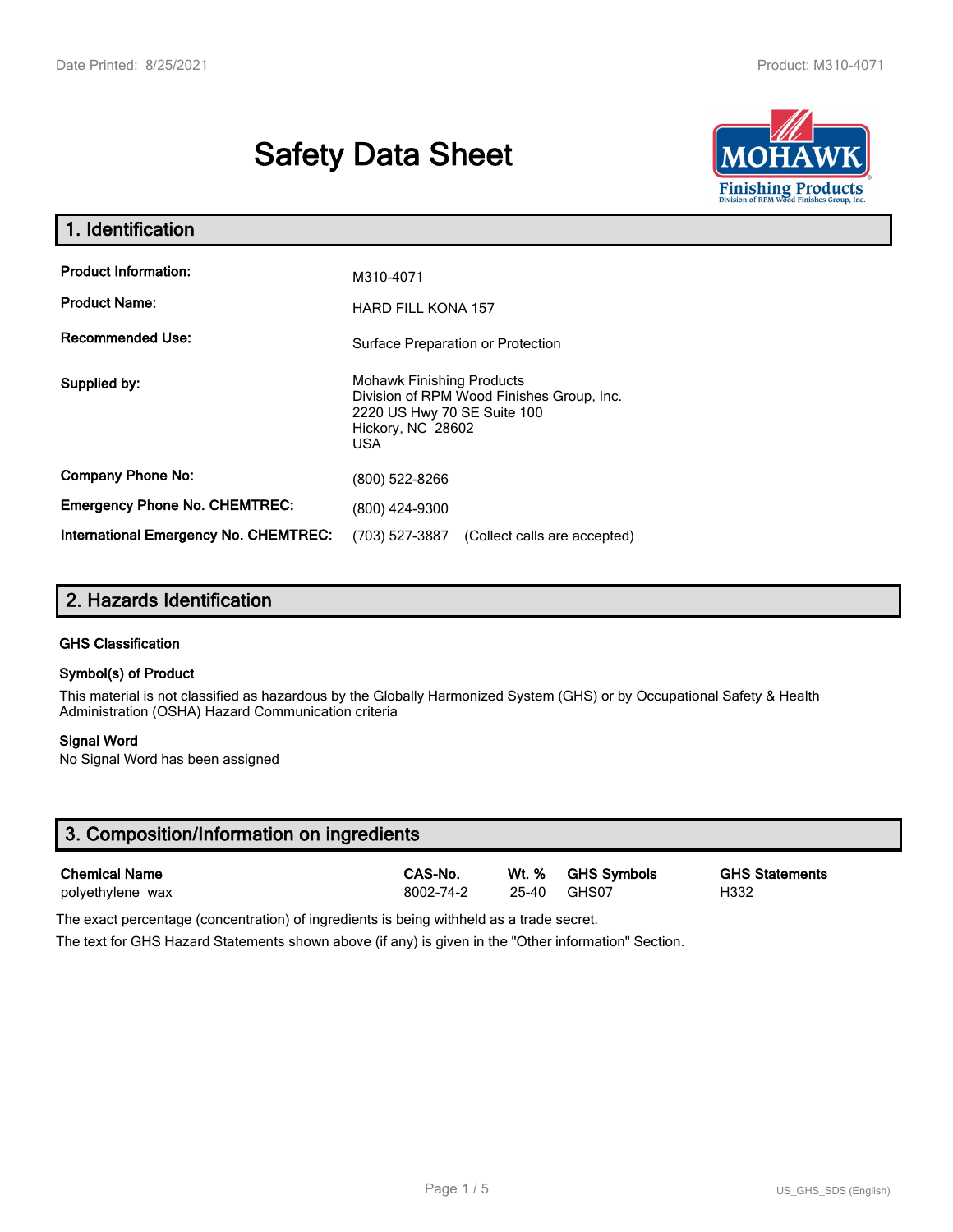# Safety Data Sheet

## 1. Identification

| | |
|---|---|
| **Product Information:** | M310-4071 |
| **Product Name:** | HARD FILL KONA 157 |
| **Recommended Use:** | Surface Preparation or Protection |
| **Supplied by:** | Mohawk Finishing Products<br>Division of RPM Wood Finishes Group, Inc.<br>2220 US Hwy 70 SE Suite 100<br>Hickory, NC 28602<br>USA |
| **Company Phone No:** | (800) 522-8266 |
| **Emergency Phone No. CHEMTREC:** | (800) 424-9300 |
| **International Emergency No. CHEMTREC:** | (703) 527-3887 (Collect calls are accepted) |

## 2. Hazards Identification

### GHS Classification

### Symbol(s) of Product

This material is not classified as hazardous by the Globally Harmonized System (GHS) or by Occupational Safety & Health Administration (OSHA) Hazard Communication criteria

### Signal Word

No Signal Word has been assigned

## 3. Composition/Information on ingredients

| Chemical Name | CAS-No. | Wt. % | GHS Symbols | GHS Statements |
|---|---|---|---|---|
| polyethylene wax | 8002-74-2 | 25-40 | GHS07 | H332 |

The exact percentage (concentration) of ingredients is being withheld as a trade secret.

The text for GHS Hazard Statements shown above (if any) is given in the "Other information" Section.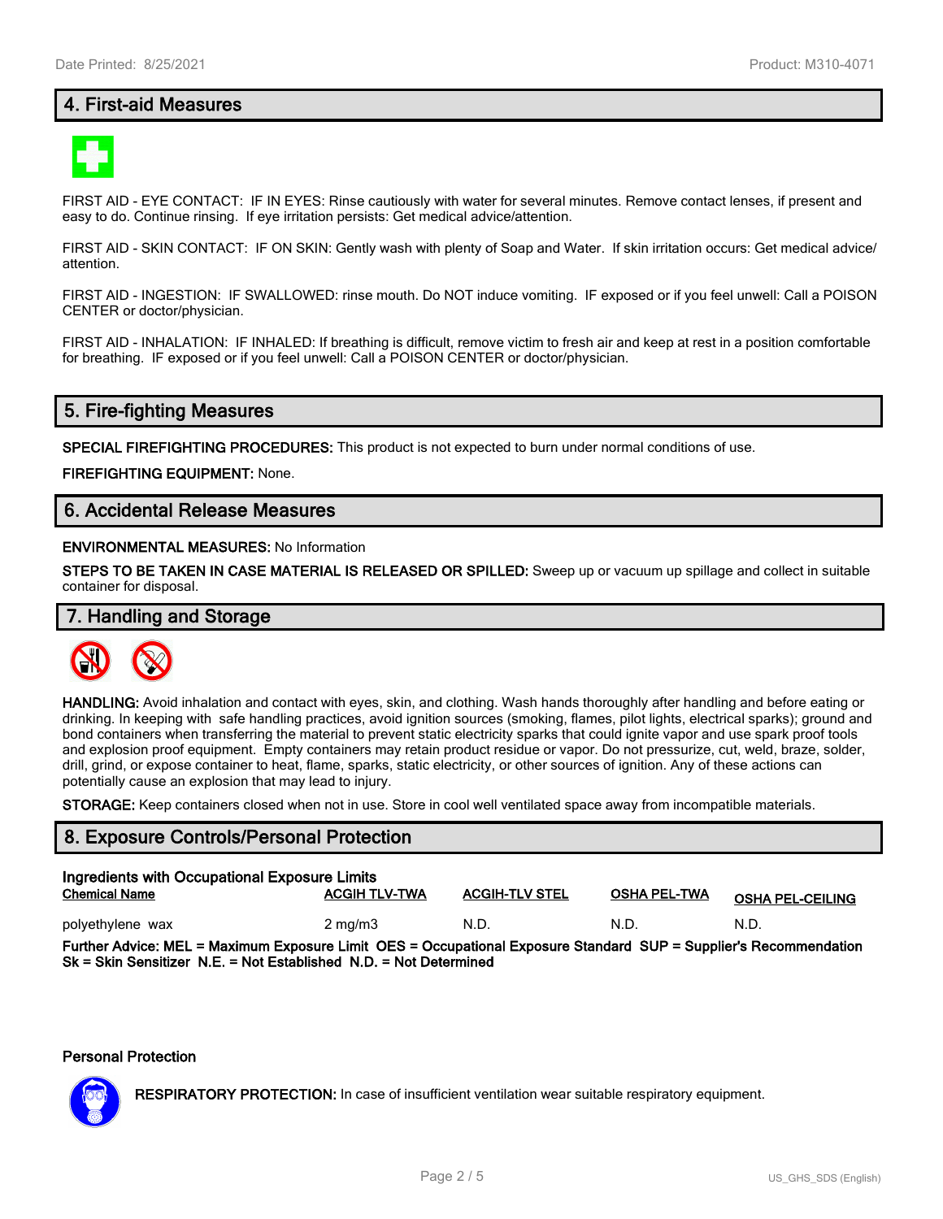## 4. First-aid Measures

FIRST AID - EYE CONTACT: IF IN EYES: Rinse cautiously with water for several minutes. Remove contact lenses, if present and easy to do. Continue rinsing. If eye irritation persists: Get medical advice/attention.

FIRST AID - SKIN CONTACT: IF ON SKIN: Gently wash with plenty of Soap and Water. If skin irritation occurs: Get medical advice/ attention.

FIRST AID - INGESTION: IF SWALLOWED: rinse mouth. Do NOT induce vomiting. IF exposed or if you feel unwell: Call a POISON CENTER or doctor/physician.

FIRST AID - INHALATION: IF INHALED: If breathing is difficult, remove victim to fresh air and keep at rest in a position comfortable for breathing. IF exposed or if you feel unwell: Call a POISON CENTER or doctor/physician.

## 5. Fire-fighting Measures

**SPECIAL FIREFIGHTING PROCEDURES:** This product is not expected to burn under normal conditions of use.

**FIREFIGHTING EQUIPMENT:** None.

## 6. Accidental Release Measures

**ENVIRONMENTAL MEASURES:** No Information

**STEPS TO BE TAKEN IN CASE MATERIAL IS RELEASED OR SPILLED:** Sweep up or vacuum up spillage and collect in suitable container for disposal.

## 7. Handling and Storage

**HANDLING:** Avoid inhalation and contact with eyes, skin, and clothing. Wash hands thoroughly after handling and before eating or drinking. In keeping with safe handling practices, avoid ignition sources (smoking, flames, pilot lights, electrical sparks); ground and bond containers when transferring the material to prevent static electricity sparks that could ignite vapor and use spark proof tools and explosion proof equipment. Empty containers may retain product residue or vapor. Do not pressurize, cut, weld, braze, solder, drill, grind, or expose container to heat, flame, sparks, static electricity, or other sources of ignition. Any of these actions can potentially cause an explosion that may lead to injury.

**STORAGE:** Keep containers closed when not in use. Store in cool well ventilated space away from incompatible materials.

## 8. Exposure Controls/Personal Protection

**Ingredients with Occupational Exposure Limits**

| Chemical Name | ACGIH TLV-TWA | ACGIH-TLV STEL | OSHA PEL-TWA | OSHA PEL-CEILING |
|---|---|---|---|---|
| polyethylene wax | 2 mg/m3 | N.D. | N.D. | N.D. |

**Further Advice: MEL = Maximum Exposure Limit OES = Occupational Exposure Standard SUP = Supplier's Recommendation Sk = Skin Sensitizer N.E. = Not Established N.D. = Not Determined**

**Personal Protection**

**RESPIRATORY PROTECTION:** In case of insufficient ventilation wear suitable respiratory equipment.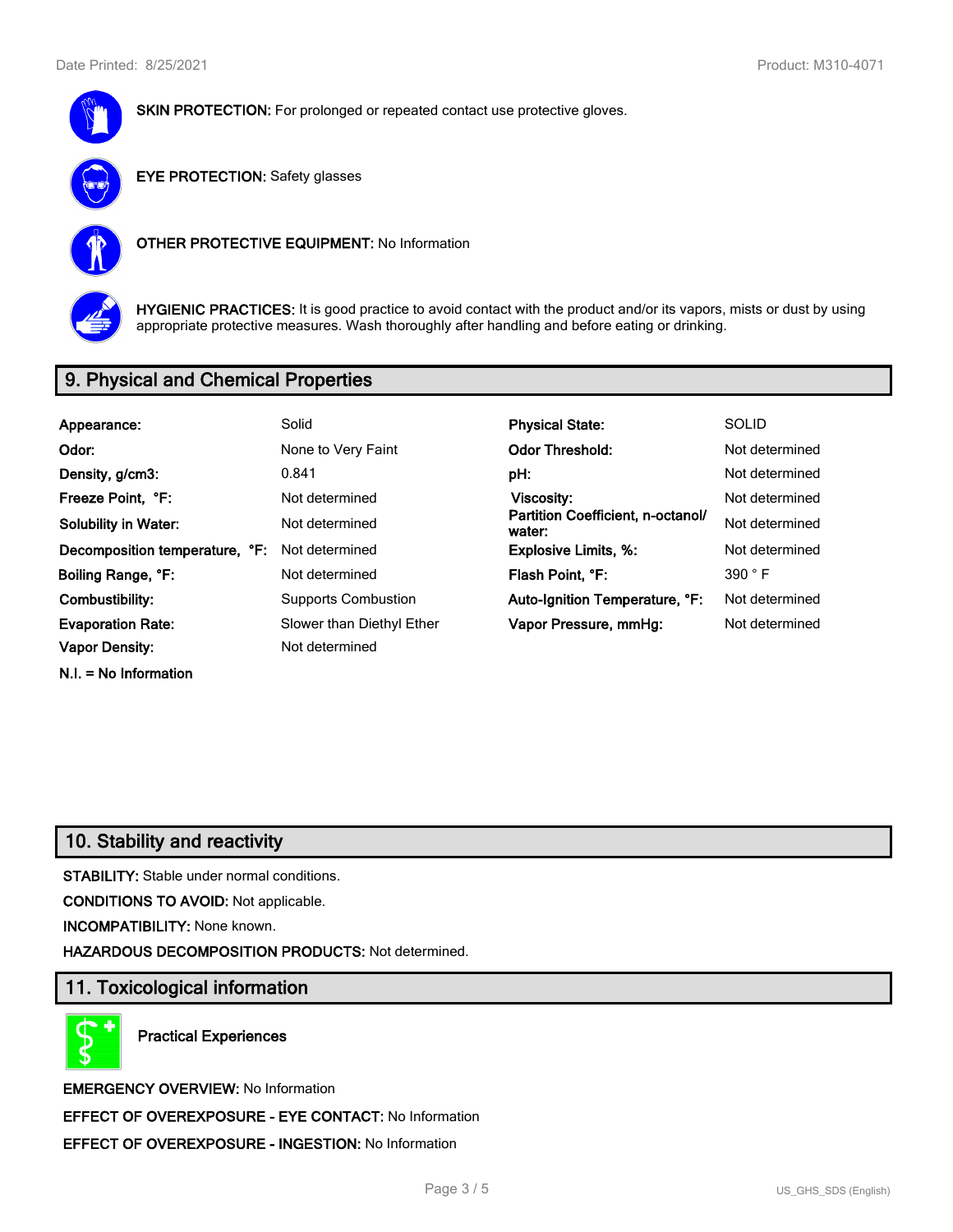**SKIN PROTECTION:** For prolonged or repeated contact use protective gloves.

**EYE PROTECTION:** Safety glasses

**OTHER PROTECTIVE EQUIPMENT:** No Information

**HYGIENIC PRACTICES:** It is good practice to avoid contact with the product and/or its vapors, mists or dust by using appropriate protective measures. Wash thoroughly after handling and before eating or drinking.

## 9. Physical and Chemical Properties

| | | | |
|---|---|---|---|
| **Appearance:** | Solid | **Physical State:** | SOLID |
| **Odor:** | None to Very Faint | **Odor Threshold:** | Not determined |
| **Density, g/cm3:** | 0.841 | **pH:** | Not determined |
| **Freeze Point, °F:** | Not determined | **Viscosity:** | Not determined |
| **Solubility in Water:** | Not determined | **Partition Coefficient, n-octanol/ water:** | Not determined |
| **Decomposition temperature, °F:** | Not determined | **Explosive Limits, %:** | Not determined |
| **Boiling Range, °F:** | Not determined | **Flash Point, °F:** | 390 ° F |
| **Combustibility:** | Supports Combustion | **Auto-Ignition Temperature, °F:** | Not determined |
| **Evaporation Rate:** | Slower than Diethyl Ether | **Vapor Pressure, mmHg:** | Not determined |
| **Vapor Density:** | Not determined | | |

**N.I. = No Information**

## 10. Stability and reactivity

**STABILITY:** Stable under normal conditions.

**CONDITIONS TO AVOID:** Not applicable.

**INCOMPATIBILITY:** None known.

**HAZARDOUS DECOMPOSITION PRODUCTS:** Not determined.

## 11. Toxicological information

**Practical Experiences**

**EMERGENCY OVERVIEW:** No Information

**EFFECT OF OVEREXPOSURE - EYE CONTACT:** No Information

**EFFECT OF OVEREXPOSURE - INGESTION:** No Information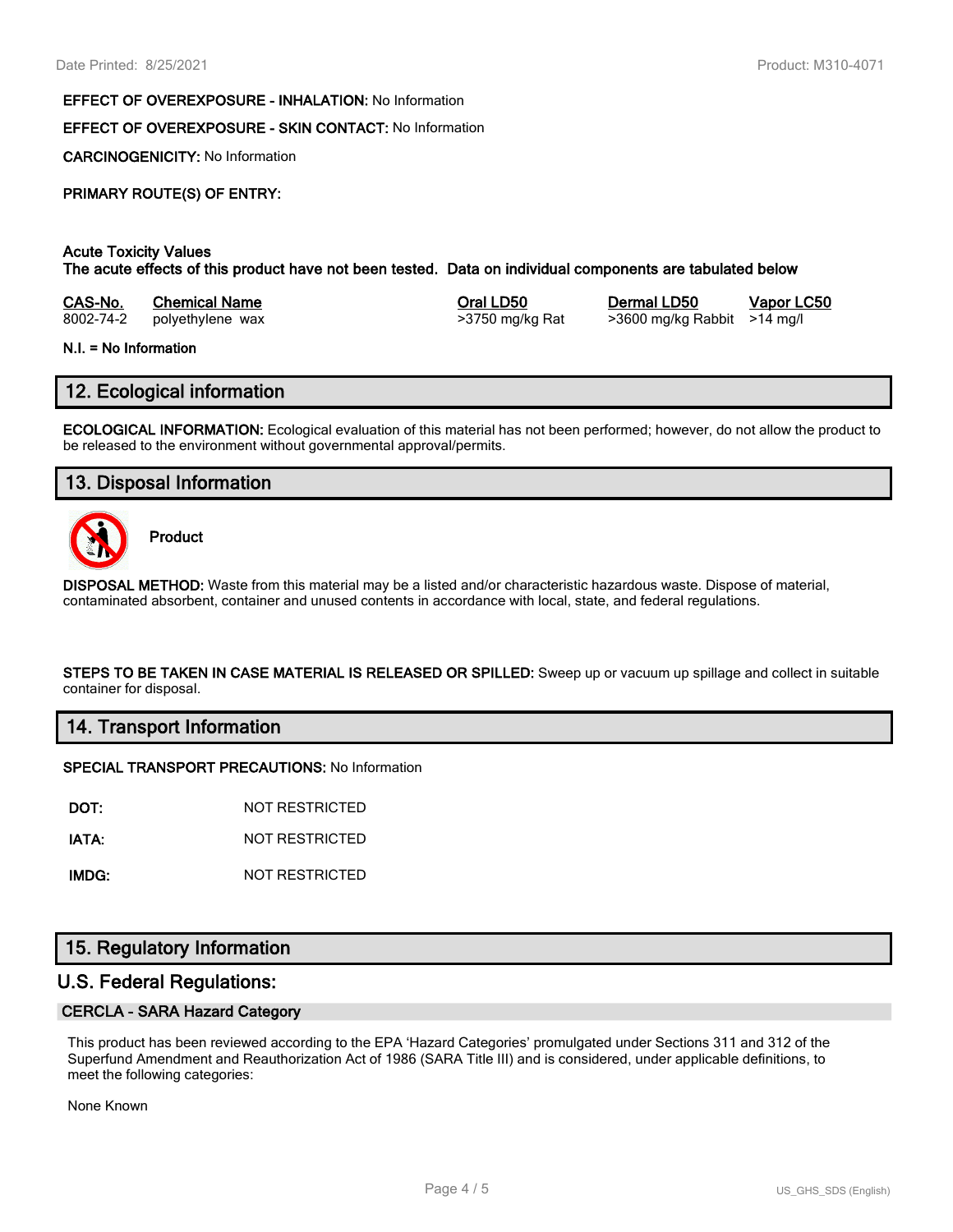**EFFECT OF OVEREXPOSURE - INHALATION:** No Information

**EFFECT OF OVEREXPOSURE - SKIN CONTACT:** No Information

**CARCINOGENICITY:** No Information

**PRIMARY ROUTE(S) OF ENTRY:**

**Acute Toxicity Values**
**The acute effects of this product have not been tested. Data on individual components are tabulated below**

| CAS-No. | Chemical Name | Oral LD50 | Dermal LD50 | Vapor LC50 |
|---|---|---|---|---|
| 8002-74-2 | polyethylene wax | >3750 mg/kg Rat | >3600 mg/kg Rabbit | >14 mg/l |

**N.I. = No Information**

## 12. Ecological information

**ECOLOGICAL INFORMATION:** Ecological evaluation of this material has not been performed; however, do not allow the product to be released to the environment without governmental approval/permits.

## 13. Disposal Information

**Product**

**DISPOSAL METHOD:** Waste from this material may be a listed and/or characteristic hazardous waste. Dispose of material, contaminated absorbent, container and unused contents in accordance with local, state, and federal regulations.

**STEPS TO BE TAKEN IN CASE MATERIAL IS RELEASED OR SPILLED:** Sweep up or vacuum up spillage and collect in suitable container for disposal.

## 14. Transport Information

**SPECIAL TRANSPORT PRECAUTIONS:** No Information

| | |
|---|---|
| **DOT:** | NOT RESTRICTED |
| **IATA:** | NOT RESTRICTED |
| **IMDG:** | NOT RESTRICTED |

## 15. Regulatory Information

## U.S. Federal Regulations:

### CERCLA - SARA Hazard Category

This product has been reviewed according to the EPA 'Hazard Categories' promulgated under Sections 311 and 312 of the Superfund Amendment and Reauthorization Act of 1986 (SARA Title III) and is considered, under applicable definitions, to meet the following categories:

None Known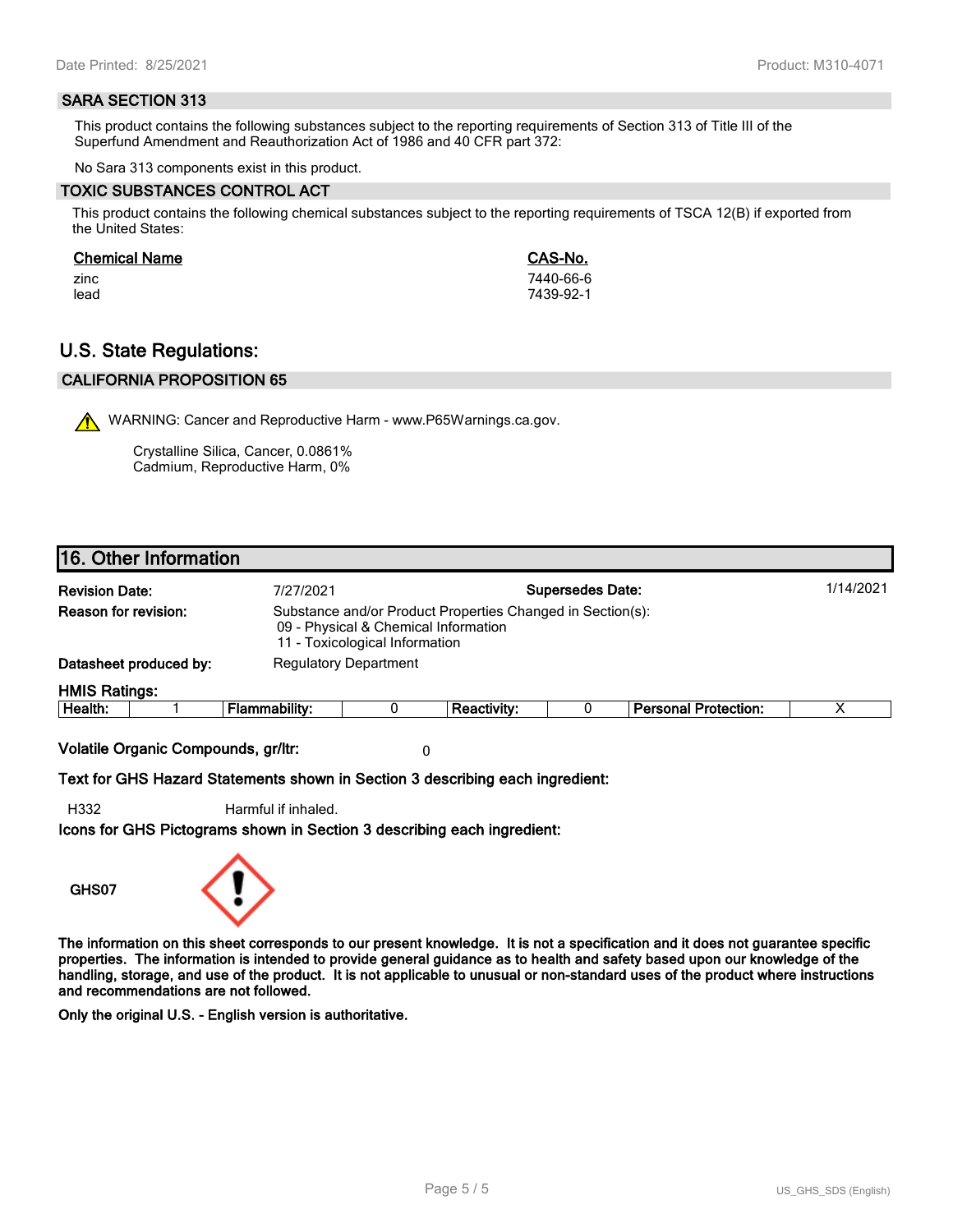### SARA SECTION 313

This product contains the following substances subject to the reporting requirements of Section 313 of Title III of the Superfund Amendment and Reauthorization Act of 1986 and 40 CFR part 372:

No Sara 313 components exist in this product.

### TOXIC SUBSTANCES CONTROL ACT

This product contains the following chemical substances subject to the reporting requirements of TSCA 12(B) if exported from the United States:

| Chemical Name | CAS-No. |
|---|---|
| zinc | 7440-66-6 |
| lead | 7439-92-1 |

## U.S. State Regulations:

### CALIFORNIA PROPOSITION 65

WARNING: Cancer and Reproductive Harm - www.P65Warnings.ca.gov.

Crystalline Silica, Cancer, 0.0861%
Cadmium, Reproductive Harm, 0%

## 16. Other Information

**Revision Date:** 7/27/2021

**Supersedes Date:** 1/14/2021

**Reason for revision:** Substance and/or Product Properties Changed in Section(s):
09 - Physical & Chemical Information
11 - Toxicological Information

**Datasheet produced by:** Regulatory Department

**HMIS Ratings:**

| | | | | | | | |
|---|---|---|---|---|---|---|---|
| **Health:** | 1 | **Flammability:** | 0 | **Reactivity:** | 0 | **Personal Protection:** | X |

**Volatile Organic Compounds, gr/ltr:** 0

**Text for GHS Hazard Statements shown in Section 3 describing each ingredient:**

H332 Harmful if inhaled.

**Icons for GHS Pictograms shown in Section 3 describing each ingredient:**

**GHS07**

**The information on this sheet corresponds to our present knowledge. It is not a specification and it does not guarantee specific properties. The information is intended to provide general guidance as to health and safety based upon our knowledge of the handling, storage, and use of the product. It is not applicable to unusual or non-standard uses of the product where instructions and recommendations are not followed.**

**Only the original U.S. - English version is authoritative.**